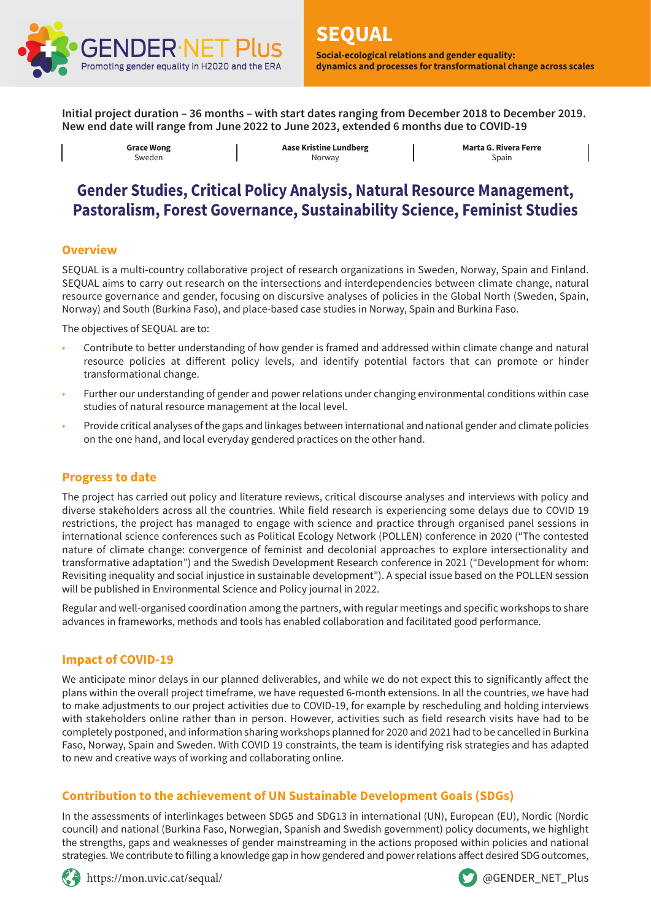GENDER·NET Plus
Promoting gender equality in H2020 and the ERA

# SEQUAL

**Social-ecological relations and gender equality: dynamics and processes for transformational change across scales**

**Initial project duration – 36 months – with start dates ranging from December 2018 to December 2019. New end date will range from June 2022 to June 2023, extended 6 months due to COVID-19**

| **Grace Wong** Sweden | **Aase Kristine Lundberg** Norway | **Marta G. Rivera Ferre** Spain |
|---|---|---|

## Gender Studies, Critical Policy Analysis, Natural Resource Management, Pastoralism, Forest Governance, Sustainability Science, Feminist Studies

### Overview

SEQUAL is a multi-country collaborative project of research organizations in Sweden, Norway, Spain and Finland. SEQUAL aims to carry out research on the intersections and interdependencies between climate change, natural resource governance and gender, focusing on discursive analyses of policies in the Global North (Sweden, Spain, Norway) and South (Burkina Faso), and place-based case studies in Norway, Spain and Burkina Faso.

The objectives of SEQUAL are to:

- Contribute to better understanding of how gender is framed and addressed within climate change and natural resource policies at different policy levels, and identify potential factors that can promote or hinder transformational change.
- Further our understanding of gender and power relations under changing environmental conditions within case studies of natural resource management at the local level.
- Provide critical analyses of the gaps and linkages between international and national gender and climate policies on the one hand, and local everyday gendered practices on the other hand.

### Progress to date

The project has carried out policy and literature reviews, critical discourse analyses and interviews with policy and diverse stakeholders across all the countries. While field research is experiencing some delays due to COVID 19 restrictions, the project has managed to engage with science and practice through organised panel sessions in international science conferences such as Political Ecology Network (POLLEN) conference in 2020 ("The contested nature of climate change: convergence of feminist and decolonial approaches to explore intersectionality and transformative adaptation") and the Swedish Development Research conference in 2021 ("Development for whom: Revisiting inequality and social injustice in sustainable development"). A special issue based on the POLLEN session will be published in Environmental Science and Policy journal in 2022.

Regular and well-organised coordination among the partners, with regular meetings and specific workshops to share advances in frameworks, methods and tools has enabled collaboration and facilitated good performance.

### Impact of COVID-19

We anticipate minor delays in our planned deliverables, and while we do not expect this to significantly affect the plans within the overall project timeframe, we have requested 6-month extensions. In all the countries, we have had to make adjustments to our project activities due to COVID-19, for example by rescheduling and holding interviews with stakeholders online rather than in person. However, activities such as field research visits have had to be completely postponed, and information sharing workshops planned for 2020 and 2021 had to be cancelled in Burkina Faso, Norway, Spain and Sweden. With COVID 19 constraints, the team is identifying risk strategies and has adapted to new and creative ways of working and collaborating online.

### Contribution to the achievement of UN Sustainable Development Goals (SDGs)

In the assessments of interlinkages between SDG5 and SDG13 in international (UN), European (EU), Nordic (Nordic council) and national (Burkina Faso, Norwegian, Spanish and Swedish government) policy documents, we highlight the strengths, gaps and weaknesses of gender mainstreaming in the actions proposed within policies and national strategies. We contribute to filling a knowledge gap in how gendered and power relations affect desired SDG outcomes,

https://mon.uvic.cat/sequal/ @GENDER_NET_Plus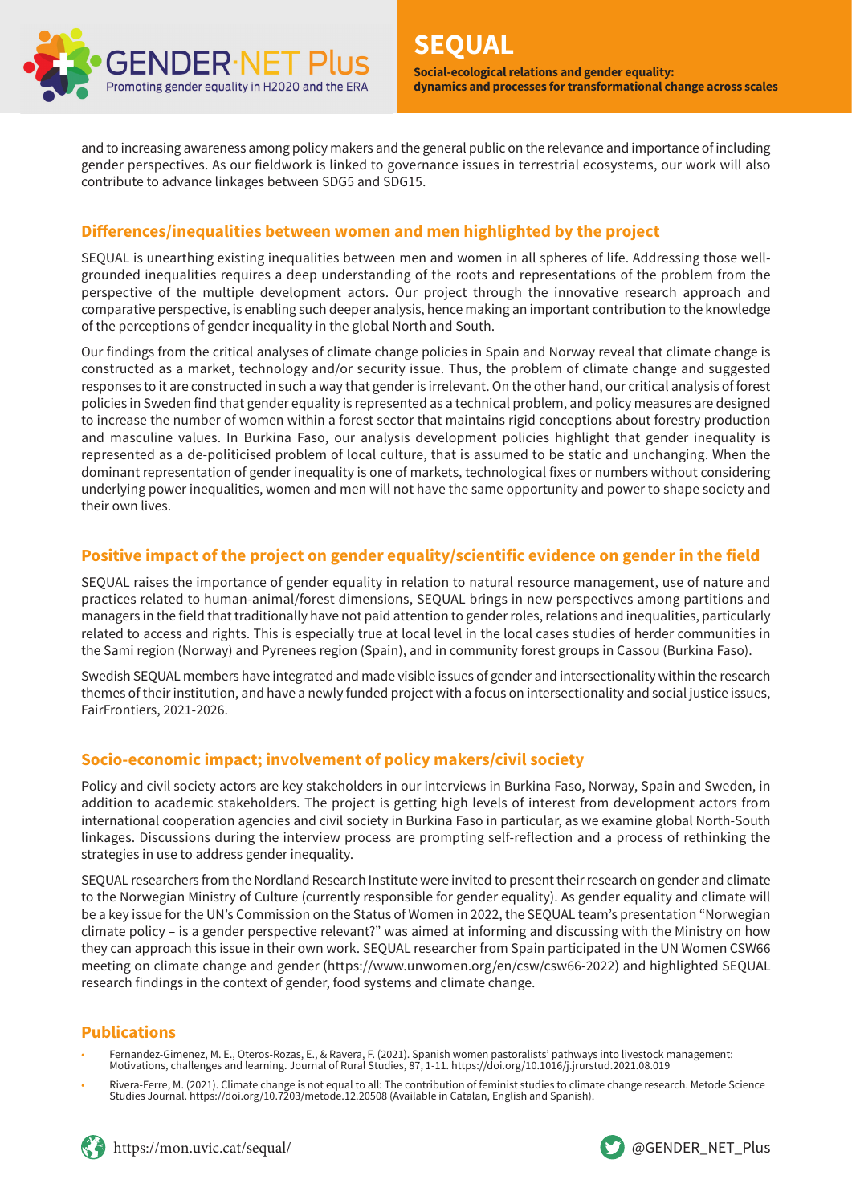and to increasing awareness among policy makers and the general public on the relevance and importance of including gender perspectives. As our fieldwork is linked to governance issues in terrestrial ecosystems, our work will also contribute to advance linkages between SDG5 and SDG15.

## Differences/inequalities between women and men highlighted by the project

SEQUAL is unearthing existing inequalities between men and women in all spheres of life. Addressing those well-grounded inequalities requires a deep understanding of the roots and representations of the problem from the perspective of the multiple development actors. Our project through the innovative research approach and comparative perspective, is enabling such deeper analysis, hence making an important contribution to the knowledge of the perceptions of gender inequality in the global North and South.

Our findings from the critical analyses of climate change policies in Spain and Norway reveal that climate change is constructed as a market, technology and/or security issue. Thus, the problem of climate change and suggested responses to it are constructed in such a way that gender is irrelevant. On the other hand, our critical analysis of forest policies in Sweden find that gender equality is represented as a technical problem, and policy measures are designed to increase the number of women within a forest sector that maintains rigid conceptions about forestry production and masculine values. In Burkina Faso, our analysis development policies highlight that gender inequality is represented as a de-politicised problem of local culture, that is assumed to be static and unchanging. When the dominant representation of gender inequality is one of markets, technological fixes or numbers without considering underlying power inequalities, women and men will not have the same opportunity and power to shape society and their own lives.

## Positive impact of the project on gender equality/scientific evidence on gender in the field

SEQUAL raises the importance of gender equality in relation to natural resource management, use of nature and practices related to human-animal/forest dimensions, SEQUAL brings in new perspectives among partitions and managers in the field that traditionally have not paid attention to gender roles, relations and inequalities, particularly related to access and rights. This is especially true at local level in the local cases studies of herder communities in the Sami region (Norway) and Pyrenees region (Spain), and in community forest groups in Cassou (Burkina Faso).

Swedish SEQUAL members have integrated and made visible issues of gender and intersectionality within the research themes of their institution, and have a newly funded project with a focus on intersectionality and social justice issues, FairFrontiers, 2021-2026.

## Socio-economic impact; involvement of policy makers/civil society

Policy and civil society actors are key stakeholders in our interviews in Burkina Faso, Norway, Spain and Sweden, in addition to academic stakeholders. The project is getting high levels of interest from development actors from international cooperation agencies and civil society in Burkina Faso in particular, as we examine global North-South linkages. Discussions during the interview process are prompting self-reflection and a process of rethinking the strategies in use to address gender inequality.

SEQUAL researchers from the Nordland Research Institute were invited to present their research on gender and climate to the Norwegian Ministry of Culture (currently responsible for gender equality). As gender equality and climate will be a key issue for the UN's Commission on the Status of Women in 2022, the SEQUAL team's presentation "Norwegian climate policy – is a gender perspective relevant?" was aimed at informing and discussing with the Ministry on how they can approach this issue in their own work. SEQUAL researcher from Spain participated in the UN Women CSW66 meeting on climate change and gender (https://www.unwomen.org/en/csw/csw66-2022) and highlighted SEQUAL research findings in the context of gender, food systems and climate change.

## Publications

- Fernandez-Gimenez, M. E., Oteros-Rozas, E., & Ravera, F. (2021). Spanish women pastoralists' pathways into livestock management: Motivations, challenges and learning. Journal of Rural Studies, 87, 1-11. https://doi.org/10.1016/j.jrurstud.2021.08.019
- Rivera-Ferre, M. (2021). Climate change is not equal to all: The contribution of feminist studies to climate change research. Metode Science Studies Journal. https://doi.org/10.7203/metode.12.20508 (Available in Catalan, English and Spanish).

https://mon.uvic.cat/sequal/

@GENDER_NET_Plus